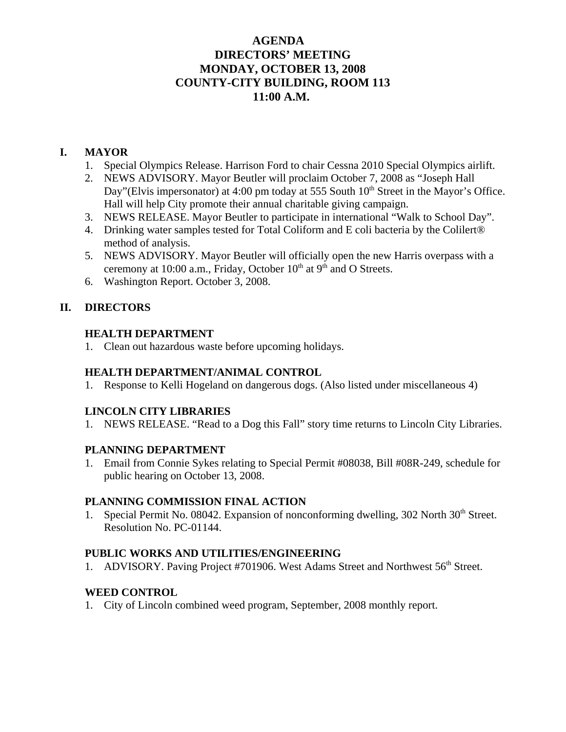# AGENDA
# DIRECTORS' MEETING
# MONDAY, OCTOBER 13, 2008
# COUNTY-CITY BUILDING, ROOM 113
# 11:00 A.M.

## I. MAYOR

1. Special Olympics Release. Harrison Ford to chair Cessna 2010 Special Olympics airlift.
2. NEWS ADVISORY. Mayor Beutler will proclaim October 7, 2008 as "Joseph Hall Day"(Elvis impersonator) at 4:00 pm today at 555 South 10th Street in the Mayor's Office. Hall will help City promote their annual charitable giving campaign.
3. NEWS RELEASE. Mayor Beutler to participate in international "Walk to School Day".
4. Drinking water samples tested for Total Coliform and E coli bacteria by the Colilert® method of analysis.
5. NEWS ADVISORY. Mayor Beutler will officially open the new Harris overpass with a ceremony at 10:00 a.m., Friday, October 10th at 9th and O Streets.
6. Washington Report. October 3, 2008.

## II. DIRECTORS

### HEALTH DEPARTMENT

1. Clean out hazardous waste before upcoming holidays.

### HEALTH DEPARTMENT/ANIMAL CONTROL

1. Response to Kelli Hogeland on dangerous dogs. (Also listed under miscellaneous 4)

### LINCOLN CITY LIBRARIES

1. NEWS RELEASE. "Read to a Dog this Fall" story time returns to Lincoln City Libraries.

### PLANNING DEPARTMENT

1. Email from Connie Sykes relating to Special Permit #08038, Bill #08R-249, schedule for public hearing on October 13, 2008.

### PLANNING COMMISSION FINAL ACTION

1. Special Permit No. 08042. Expansion of nonconforming dwelling, 302 North 30th Street. Resolution No. PC-01144.

### PUBLIC WORKS AND UTILITIES/ENGINEERING

1. ADVISORY. Paving Project #701906. West Adams Street and Northwest 56th Street.

### WEED CONTROL

1. City of Lincoln combined weed program, September, 2008 monthly report.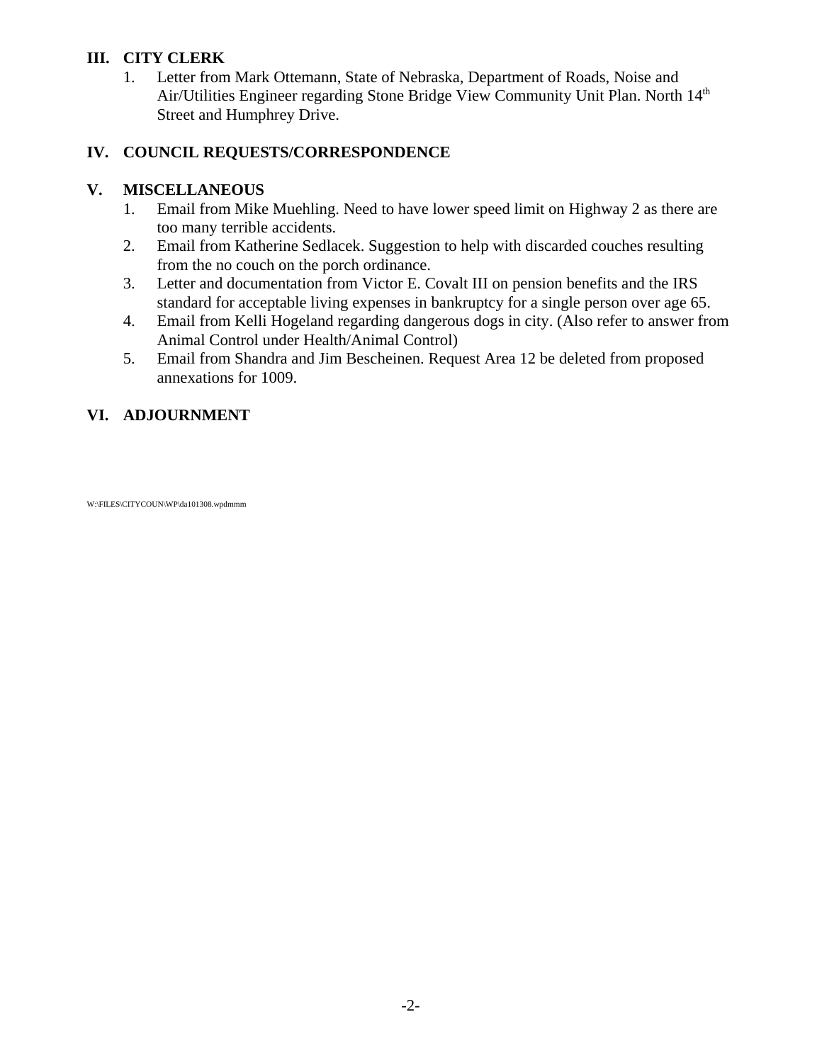## III. CITY CLERK

1. Letter from Mark Ottemann, State of Nebraska, Department of Roads, Noise and Air/Utilities Engineer regarding Stone Bridge View Community Unit Plan. North 14th Street and Humphrey Drive.

## IV. COUNCIL REQUESTS/CORRESPONDENCE

## V. MISCELLANEOUS

1. Email from Mike Muehling. Need to have lower speed limit on Highway 2 as there are too many terrible accidents.
2. Email from Katherine Sedlacek. Suggestion to help with discarded couches resulting from the no couch on the porch ordinance.
3. Letter and documentation from Victor E. Covalt III on pension benefits and the IRS standard for acceptable living expenses in bankruptcy for a single person over age 65.
4. Email from Kelli Hogeland regarding dangerous dogs in city. (Also refer to answer from Animal Control under Health/Animal Control)
5. Email from Shandra and Jim Bescheinen. Request Area 12 be deleted from proposed annexations for 1009.

## VI. ADJOURNMENT

W:\FILES\CITYCOUN\WP\da101308.wpdmmm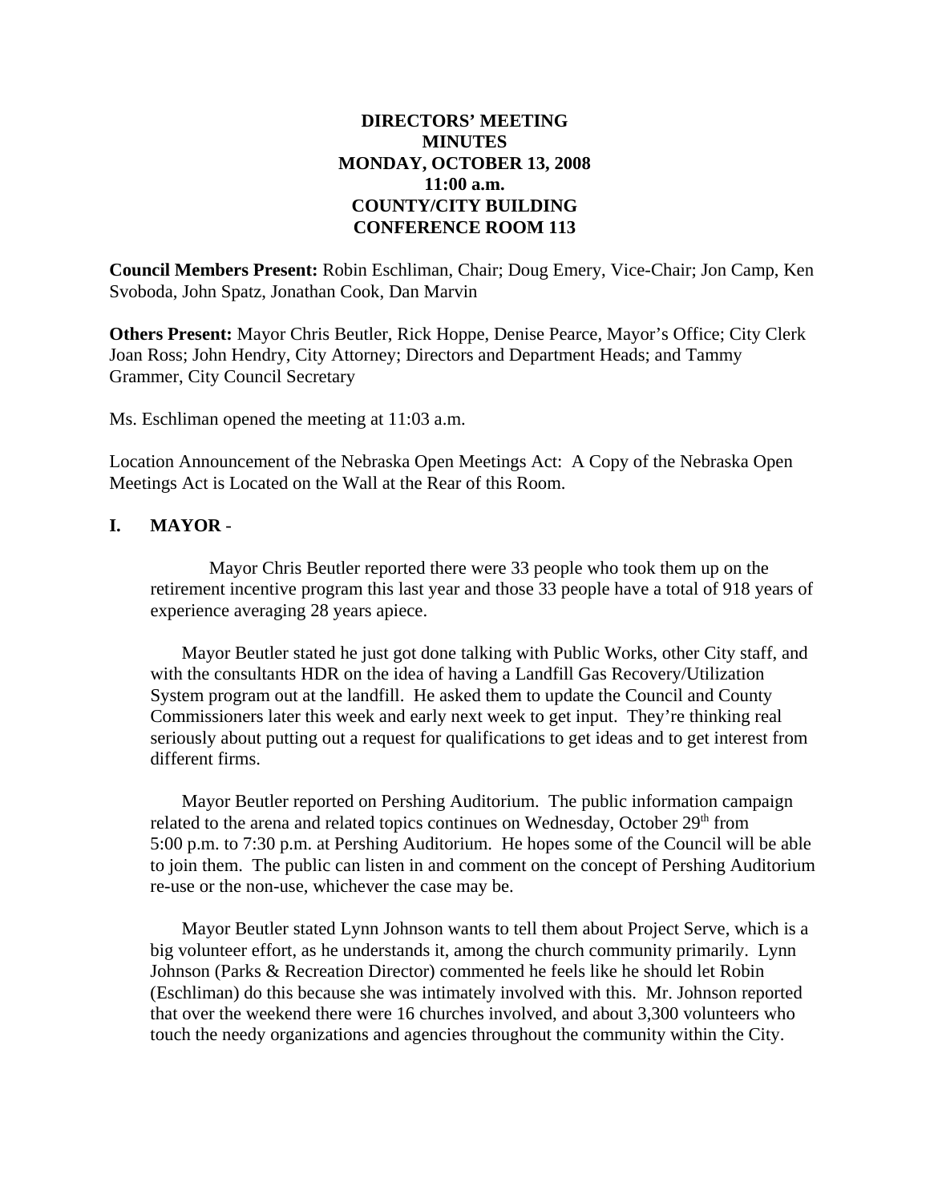**DIRECTORS' MEETING**
**MINUTES**
**MONDAY, OCTOBER 13, 2008**
**11:00 a.m.**
**COUNTY/CITY BUILDING**
**CONFERENCE ROOM 113**

**Council Members Present:** Robin Eschliman, Chair; Doug Emery, Vice-Chair; Jon Camp, Ken Svoboda, John Spatz, Jonathan Cook, Dan Marvin

**Others Present:** Mayor Chris Beutler, Rick Hoppe, Denise Pearce, Mayor's Office; City Clerk Joan Ross; John Hendry, City Attorney; Directors and Department Heads; and Tammy Grammer, City Council Secretary

Ms. Eschliman opened the meeting at 11:03 a.m.

Location Announcement of the Nebraska Open Meetings Act: A Copy of the Nebraska Open Meetings Act is Located on the Wall at the Rear of this Room.

## I. MAYOR -

Mayor Chris Beutler reported there were 33 people who took them up on the retirement incentive program this last year and those 33 people have a total of 918 years of experience averaging 28 years apiece.

Mayor Beutler stated he just got done talking with Public Works, other City staff, and with the consultants HDR on the idea of having a Landfill Gas Recovery/Utilization System program out at the landfill. He asked them to update the Council and County Commissioners later this week and early next week to get input. They're thinking real seriously about putting out a request for qualifications to get ideas and to get interest from different firms.

Mayor Beutler reported on Pershing Auditorium. The public information campaign related to the arena and related topics continues on Wednesday, October 29th from 5:00 p.m. to 7:30 p.m. at Pershing Auditorium. He hopes some of the Council will be able to join them. The public can listen in and comment on the concept of Pershing Auditorium re-use or the non-use, whichever the case may be.

Mayor Beutler stated Lynn Johnson wants to tell them about Project Serve, which is a big volunteer effort, as he understands it, among the church community primarily. Lynn Johnson (Parks & Recreation Director) commented he feels like he should let Robin (Eschliman) do this because she was intimately involved with this. Mr. Johnson reported that over the weekend there were 16 churches involved, and about 3,300 volunteers who touch the needy organizations and agencies throughout the community within the City.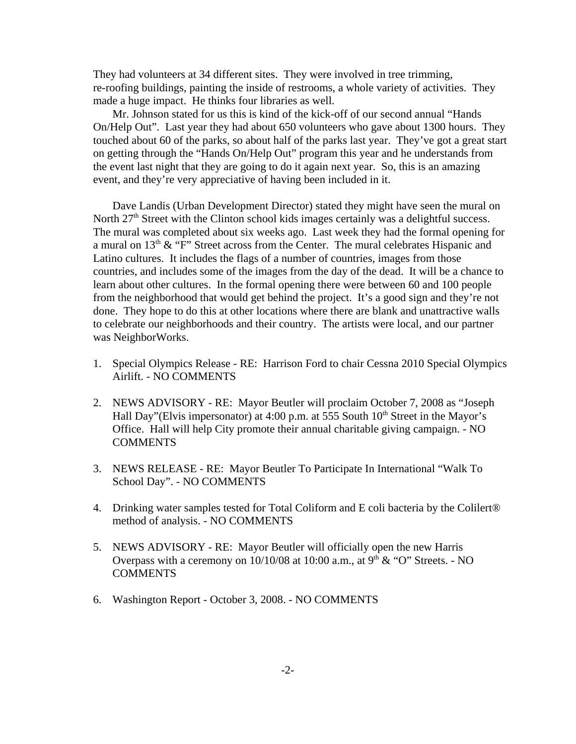They had volunteers at 34 different sites. They were involved in tree trimming, re-roofing buildings, painting the inside of restrooms, a whole variety of activities. They made a huge impact. He thinks four libraries as well.

Mr. Johnson stated for us this is kind of the kick-off of our second annual "Hands On/Help Out". Last year they had about 650 volunteers who gave about 1300 hours. They touched about 60 of the parks, so about half of the parks last year. They've got a great start on getting through the "Hands On/Help Out" program this year and he understands from the event last night that they are going to do it again next year. So, this is an amazing event, and they're very appreciative of having been included in it.

Dave Landis (Urban Development Director) stated they might have seen the mural on North 27th Street with the Clinton school kids images certainly was a delightful success. The mural was completed about six weeks ago. Last week they had the formal opening for a mural on 13th & "F" Street across from the Center. The mural celebrates Hispanic and Latino cultures. It includes the flags of a number of countries, images from those countries, and includes some of the images from the day of the dead. It will be a chance to learn about other cultures. In the formal opening there were between 60 and 100 people from the neighborhood that would get behind the project. It's a good sign and they're not done. They hope to do this at other locations where there are blank and unattractive walls to celebrate our neighborhoods and their country. The artists were local, and our partner was NeighborWorks.

1. Special Olympics Release - RE: Harrison Ford to chair Cessna 2010 Special Olympics Airlift. - NO COMMENTS

2. NEWS ADVISORY - RE: Mayor Beutler will proclaim October 7, 2008 as "Joseph Hall Day"(Elvis impersonator) at 4:00 p.m. at 555 South 10th Street in the Mayor's Office. Hall will help City promote their annual charitable giving campaign. - NO COMMENTS

3. NEWS RELEASE - RE: Mayor Beutler To Participate In International "Walk To School Day". - NO COMMENTS

4. Drinking water samples tested for Total Coliform and E coli bacteria by the Colilert® method of analysis. - NO COMMENTS

5. NEWS ADVISORY - RE: Mayor Beutler will officially open the new Harris Overpass with a ceremony on 10/10/08 at 10:00 a.m., at 9th & "O" Streets. - NO COMMENTS

6. Washington Report - October 3, 2008. - NO COMMENTS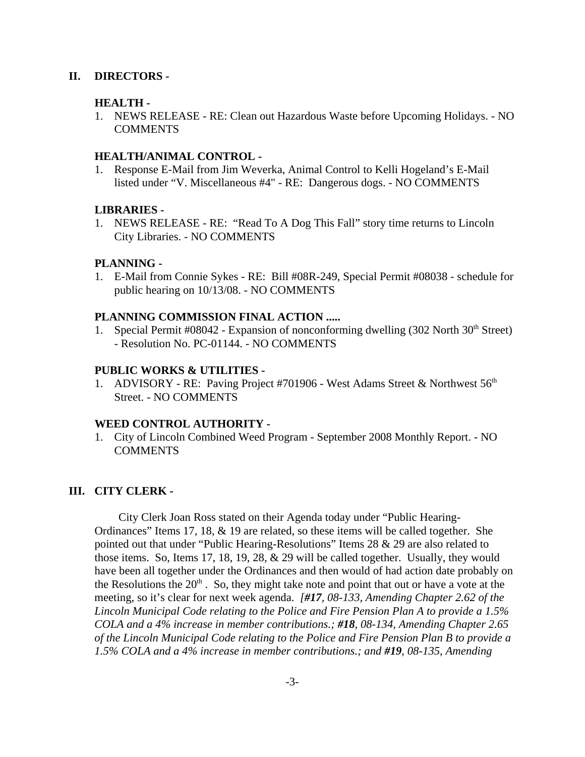## II. DIRECTORS -

**HEALTH -**

1. NEWS RELEASE - RE: Clean out Hazardous Waste before Upcoming Holidays. - NO COMMENTS

**HEALTH/ANIMAL CONTROL -**

1. Response E-Mail from Jim Weverka, Animal Control to Kelli Hogeland's E-Mail listed under "V. Miscellaneous #4" - RE: Dangerous dogs. - NO COMMENTS

**LIBRARIES -**

1. NEWS RELEASE - RE: "Read To A Dog This Fall" story time returns to Lincoln City Libraries. - NO COMMENTS

**PLANNING -**

1. E-Mail from Connie Sykes - RE: Bill #08R-249, Special Permit #08038 - schedule for public hearing on 10/13/08. - NO COMMENTS

**PLANNING COMMISSION FINAL ACTION .....**

1. Special Permit #08042 - Expansion of nonconforming dwelling (302 North 30th Street) - Resolution No. PC-01144. - NO COMMENTS

**PUBLIC WORKS & UTILITIES -**

1. ADVISORY - RE: Paving Project #701906 - West Adams Street & Northwest 56th Street. - NO COMMENTS

**WEED CONTROL AUTHORITY -**

1. City of Lincoln Combined Weed Program - September 2008 Monthly Report. - NO COMMENTS

## III. CITY CLERK -

City Clerk Joan Ross stated on their Agenda today under "Public Hearing-Ordinances" Items 17, 18, & 19 are related, so these items will be called together. She pointed out that under "Public Hearing-Resolutions" Items 28 & 29 are also related to those items. So, Items 17, 18, 19, 28, & 29 will be called together. Usually, they would have been all together under the Ordinances and then would of had action date probably on the Resolutions the 20th . So, they might take note and point that out or have a vote at the meeting, so it's clear for next week agenda. *[**#17**, 08-133, Amending Chapter 2.62 of the Lincoln Municipal Code relating to the Police and Fire Pension Plan A to provide a 1.5% COLA and a 4% increase in member contributions.; **#18**, 08-134, Amending Chapter 2.65 of the Lincoln Municipal Code relating to the Police and Fire Pension Plan B to provide a 1.5% COLA and a 4% increase in member contributions.; and **#19**, 08-135, Amending*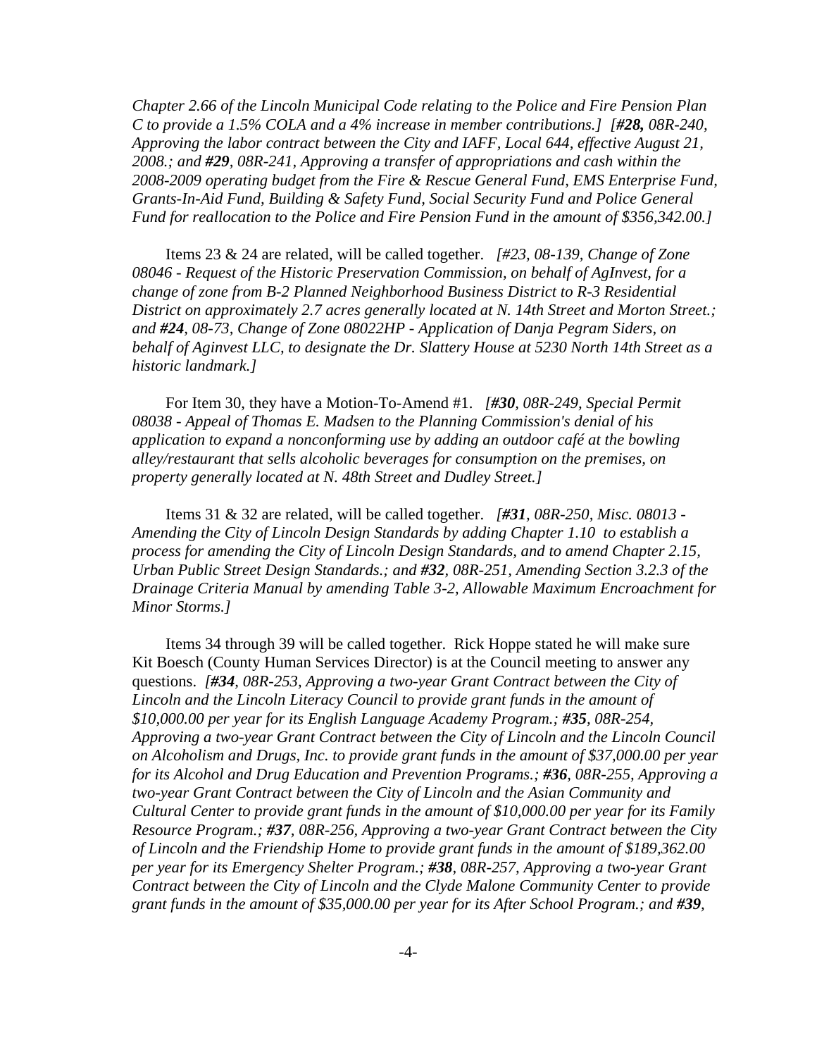*Chapter 2.66 of the Lincoln Municipal Code relating to the Police and Fire Pension Plan C to provide a 1.5% COLA and a 4% increase in member contributions.] [**#28,** 08R-240, Approving the labor contract between the City and IAFF, Local 644, effective August 21, 2008.; and **#29**, 08R-241, Approving a transfer of appropriations and cash within the 2008-2009 operating budget from the Fire & Rescue General Fund, EMS Enterprise Fund, Grants-In-Aid Fund, Building & Safety Fund, Social Security Fund and Police General Fund for reallocation to the Police and Fire Pension Fund in the amount of $356,342.00.]*

Items 23 & 24 are related, will be called together. *[#23, 08-139, Change of Zone 08046 - Request of the Historic Preservation Commission, on behalf of AgInvest, for a change of zone from B-2 Planned Neighborhood Business District to R-3 Residential District on approximately 2.7 acres generally located at N. 14th Street and Morton Street.; and **#24**, 08-73, Change of Zone 08022HP - Application of Danja Pegram Siders, on behalf of Aginvest LLC, to designate the Dr. Slattery House at 5230 North 14th Street as a historic landmark.]*

For Item 30, they have a Motion-To-Amend #1. *[#30, 08R-249, Special Permit 08038 - Appeal of Thomas E. Madsen to the Planning Commission's denial of his application to expand a nonconforming use by adding an outdoor café at the bowling alley/restaurant that sells alcoholic beverages for consumption on the premises, on property generally located at N. 48th Street and Dudley Street.]*

Items 31 & 32 are related, will be called together. *[**#31**, 08R-250, Misc. 08013 - Amending the City of Lincoln Design Standards by adding Chapter 1.10 to establish a process for amending the City of Lincoln Design Standards, and to amend Chapter 2.15, Urban Public Street Design Standards.; and **#32**, 08R-251, Amending Section 3.2.3 of the Drainage Criteria Manual by amending Table 3-2, Allowable Maximum Encroachment for Minor Storms.]*

Items 34 through 39 will be called together. Rick Hoppe stated he will make sure Kit Boesch (County Human Services Director) is at the Council meeting to answer any questions. *[**#34**, 08R-253, Approving a two-year Grant Contract between the City of Lincoln and the Lincoln Literacy Council to provide grant funds in the amount of $10,000.00 per year for its English Language Academy Program.; **#35**, 08R-254, Approving a two-year Grant Contract between the City of Lincoln and the Lincoln Council on Alcoholism and Drugs, Inc. to provide grant funds in the amount of $37,000.00 per year for its Alcohol and Drug Education and Prevention Programs.; **#36**, 08R-255, Approving a two-year Grant Contract between the City of Lincoln and the Asian Community and Cultural Center to provide grant funds in the amount of $10,000.00 per year for its Family Resource Program.; **#37**, 08R-256, Approving a two-year Grant Contract between the City of Lincoln and the Friendship Home to provide grant funds in the amount of $189,362.00 per year for its Emergency Shelter Program.; **#38**, 08R-257, Approving a two-year Grant Contract between the City of Lincoln and the Clyde Malone Community Center to provide grant funds in the amount of $35,000.00 per year for its After School Program.; and **#39**,*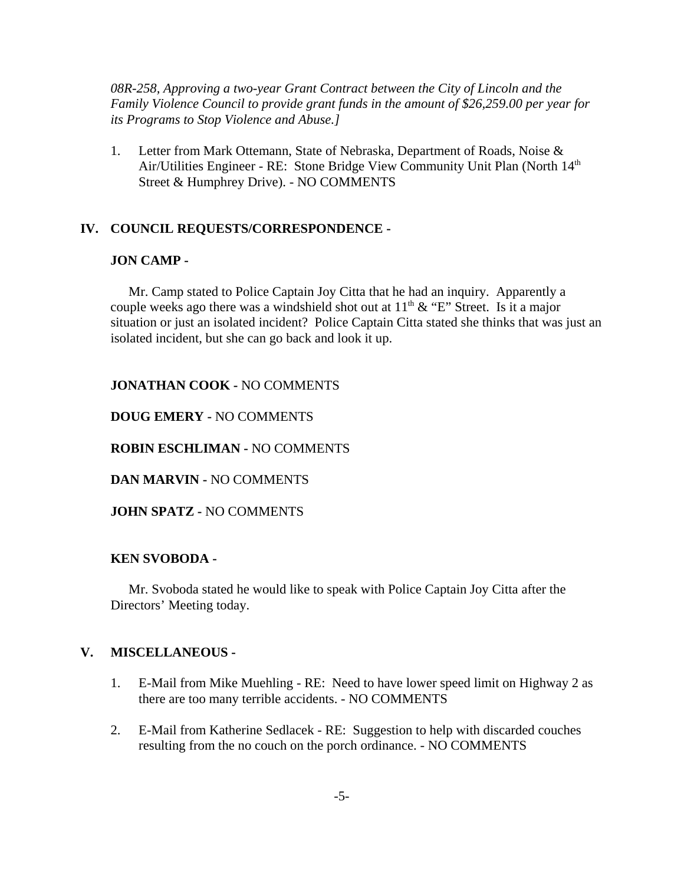*08R-258, Approving a two-year Grant Contract between the City of Lincoln and the Family Violence Council to provide grant funds in the amount of $26,259.00 per year for its Programs to Stop Violence and Abuse.]*

1. Letter from Mark Ottemann, State of Nebraska, Department of Roads, Noise & Air/Utilities Engineer - RE: Stone Bridge View Community Unit Plan (North 14th Street & Humphrey Drive). - NO COMMENTS

## IV. COUNCIL REQUESTS/CORRESPONDENCE -

**JON CAMP -**

Mr. Camp stated to Police Captain Joy Citta that he had an inquiry. Apparently a couple weeks ago there was a windshield shot out at 11th & "E" Street. Is it a major situation or just an isolated incident? Police Captain Citta stated she thinks that was just an isolated incident, but she can go back and look it up.

**JONATHAN COOK -** NO COMMENTS

**DOUG EMERY -** NO COMMENTS

**ROBIN ESCHLIMAN -** NO COMMENTS

**DAN MARVIN -** NO COMMENTS

**JOHN SPATZ -** NO COMMENTS

**KEN SVOBODA -**

Mr. Svoboda stated he would like to speak with Police Captain Joy Citta after the Directors' Meeting today.

## V. MISCELLANEOUS -

1. E-Mail from Mike Muehling - RE: Need to have lower speed limit on Highway 2 as there are too many terrible accidents. - NO COMMENTS
2. E-Mail from Katherine Sedlacek - RE: Suggestion to help with discarded couches resulting from the no couch on the porch ordinance. - NO COMMENTS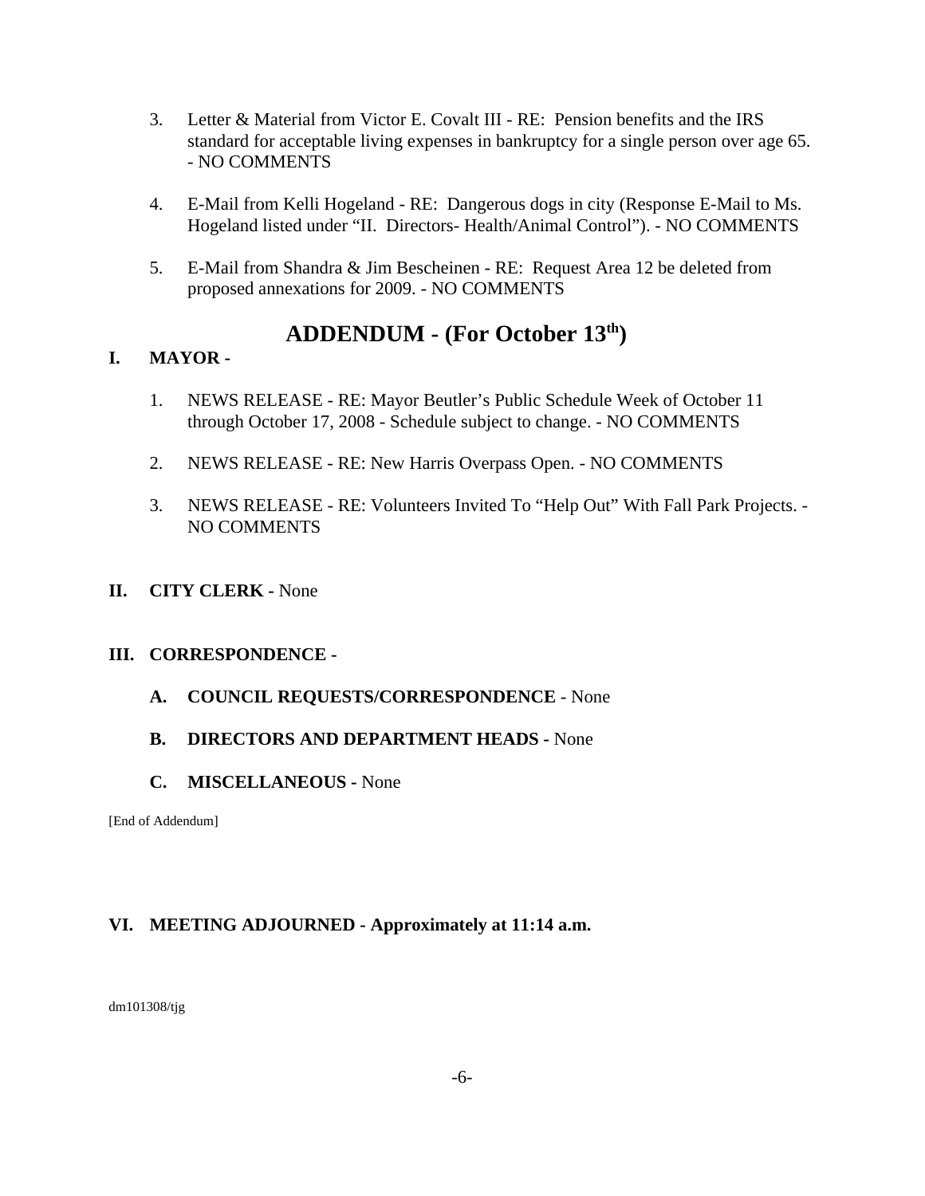3. Letter & Material from Victor E. Covalt III - RE: Pension benefits and the IRS standard for acceptable living expenses in bankruptcy for a single person over age 65. - NO COMMENTS

4. E-Mail from Kelli Hogeland - RE: Dangerous dogs in city (Response E-Mail to Ms. Hogeland listed under "II. Directors- Health/Animal Control"). - NO COMMENTS

5. E-Mail from Shandra & Jim Bescheinen - RE: Request Area 12 be deleted from proposed annexations for 2009. - NO COMMENTS

## ADDENDUM - (For October 13th)

**I. MAYOR -**

1. NEWS RELEASE - RE: Mayor Beutler's Public Schedule Week of October 11 through October 17, 2008 - Schedule subject to change. - NO COMMENTS

2. NEWS RELEASE - RE: New Harris Overpass Open. - NO COMMENTS

3. NEWS RELEASE - RE: Volunteers Invited To "Help Out" With Fall Park Projects. - NO COMMENTS

**II. CITY CLERK -** None

**III. CORRESPONDENCE -**

**A. COUNCIL REQUESTS/CORRESPONDENCE** - None

**B. DIRECTORS AND DEPARTMENT HEADS -** None

**C. MISCELLANEOUS -** None

[End of Addendum]

**VI. MEETING ADJOURNED - Approximately at 11:14 a.m.**

dm101308/tjg